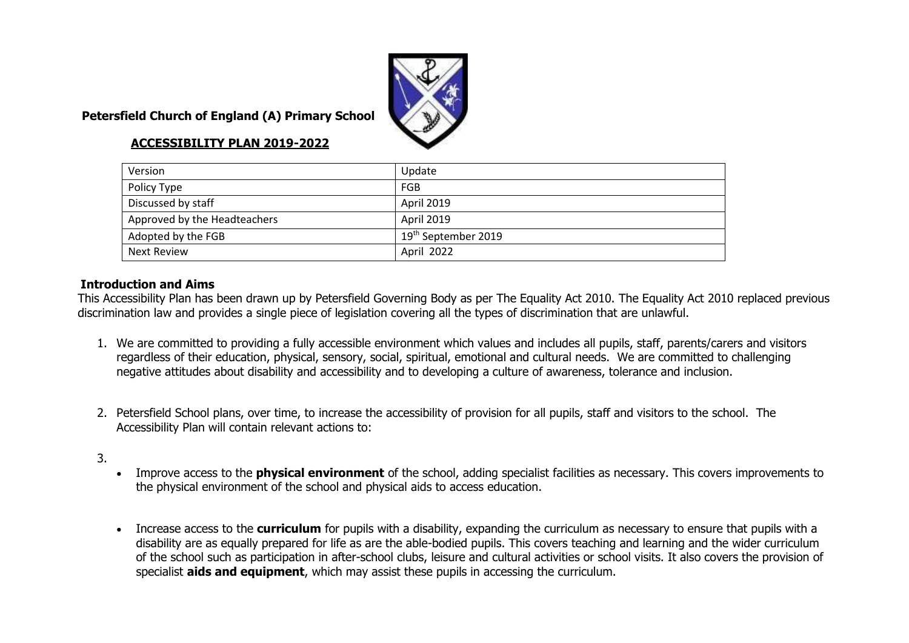**Petersfield Church of England (A) Primary School**

**ACCESSIBILITY PLAN 2019-2022**

| Version | Update |
|---|---|
| Policy Type | FGB |
| Discussed by staff | April 2019 |
| Approved by the Headteachers | April 2019 |
| Adopted by the FGB | 19th September 2019 |
| Next Review | April 2022 |

## Introduction and Aims

This Accessibility Plan has been drawn up by Petersfield Governing Body as per The Equality Act 2010. The Equality Act 2010 replaced previous discrimination law and provides a single piece of legislation covering all the types of discrimination that are unlawful.

1. We are committed to providing a fully accessible environment which values and includes all pupils, staff, parents/carers and visitors regardless of their education, physical, sensory, social, spiritual, emotional and cultural needs. We are committed to challenging negative attitudes about disability and accessibility and to developing a culture of awareness, tolerance and inclusion.

2. Petersfield School plans, over time, to increase the accessibility of provision for all pupils, staff and visitors to the school. The Accessibility Plan will contain relevant actions to:

3.
   - Improve access to the **physical environment** of the school, adding specialist facilities as necessary. This covers improvements to the physical environment of the school and physical aids to access education.
   - Increase access to the **curriculum** for pupils with a disability, expanding the curriculum as necessary to ensure that pupils with a disability are as equally prepared for life as are the able-bodied pupils. This covers teaching and learning and the wider curriculum of the school such as participation in after-school clubs, leisure and cultural activities or school visits. It also covers the provision of specialist **aids and equipment**, which may assist these pupils in accessing the curriculum.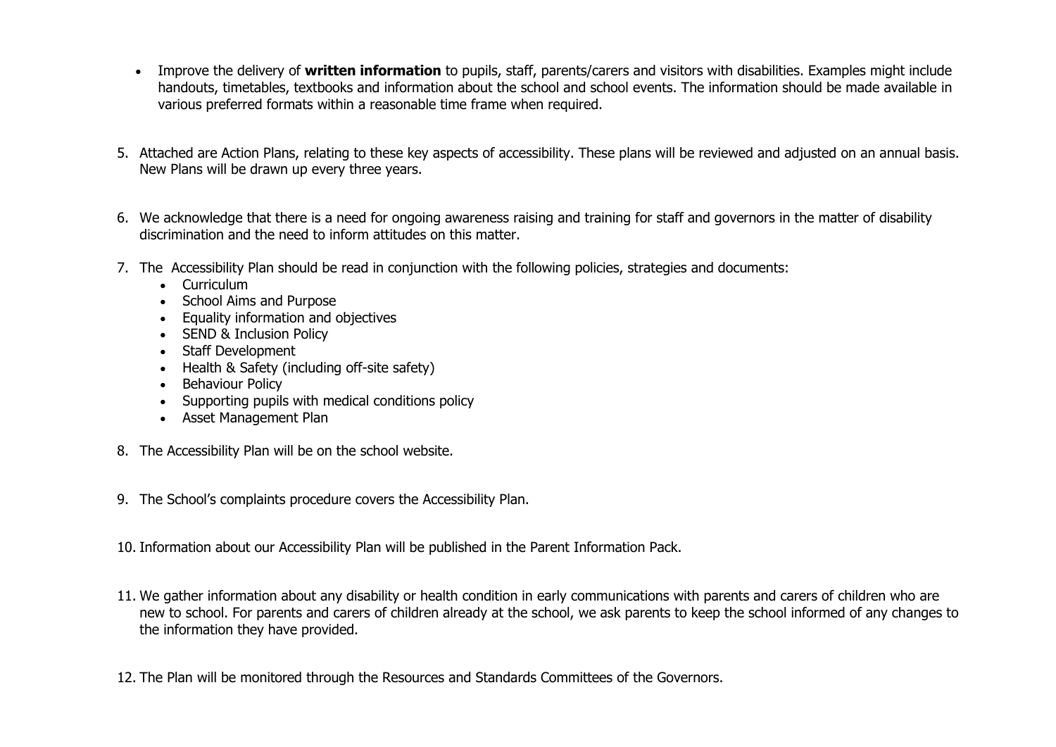- Improve the delivery of **written information** to pupils, staff, parents/carers and visitors with disabilities. Examples might include handouts, timetables, textbooks and information about the school and school events. The information should be made available in various preferred formats within a reasonable time frame when required.

5. Attached are Action Plans, relating to these key aspects of accessibility. These plans will be reviewed and adjusted on an annual basis. New Plans will be drawn up every three years.

6. We acknowledge that there is a need for ongoing awareness raising and training for staff and governors in the matter of disability discrimination and the need to inform attitudes on this matter.

7. The Accessibility Plan should be read in conjunction with the following policies, strategies and documents:
   - Curriculum
   - School Aims and Purpose
   - Equality information and objectives
   - SEND & Inclusion Policy
   - Staff Development
   - Health & Safety (including off-site safety)
   - Behaviour Policy
   - Supporting pupils with medical conditions policy
   - Asset Management Plan

8. The Accessibility Plan will be on the school website.

9. The School's complaints procedure covers the Accessibility Plan.

10. Information about our Accessibility Plan will be published in the Parent Information Pack.

11. We gather information about any disability or health condition in early communications with parents and carers of children who are new to school. For parents and carers of children already at the school, we ask parents to keep the school informed of any changes to the information they have provided.

12. The Plan will be monitored through the Resources and Standards Committees of the Governors.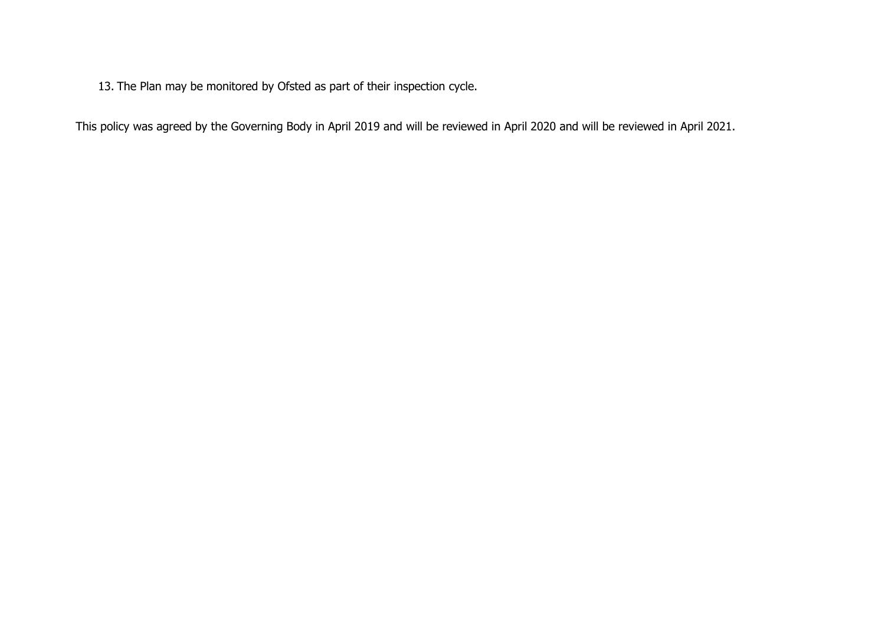13. The Plan may be monitored by Ofsted as part of their inspection cycle.

This policy was agreed by the Governing Body in April 2019 and will be reviewed in April 2020 and will be reviewed in April 2021.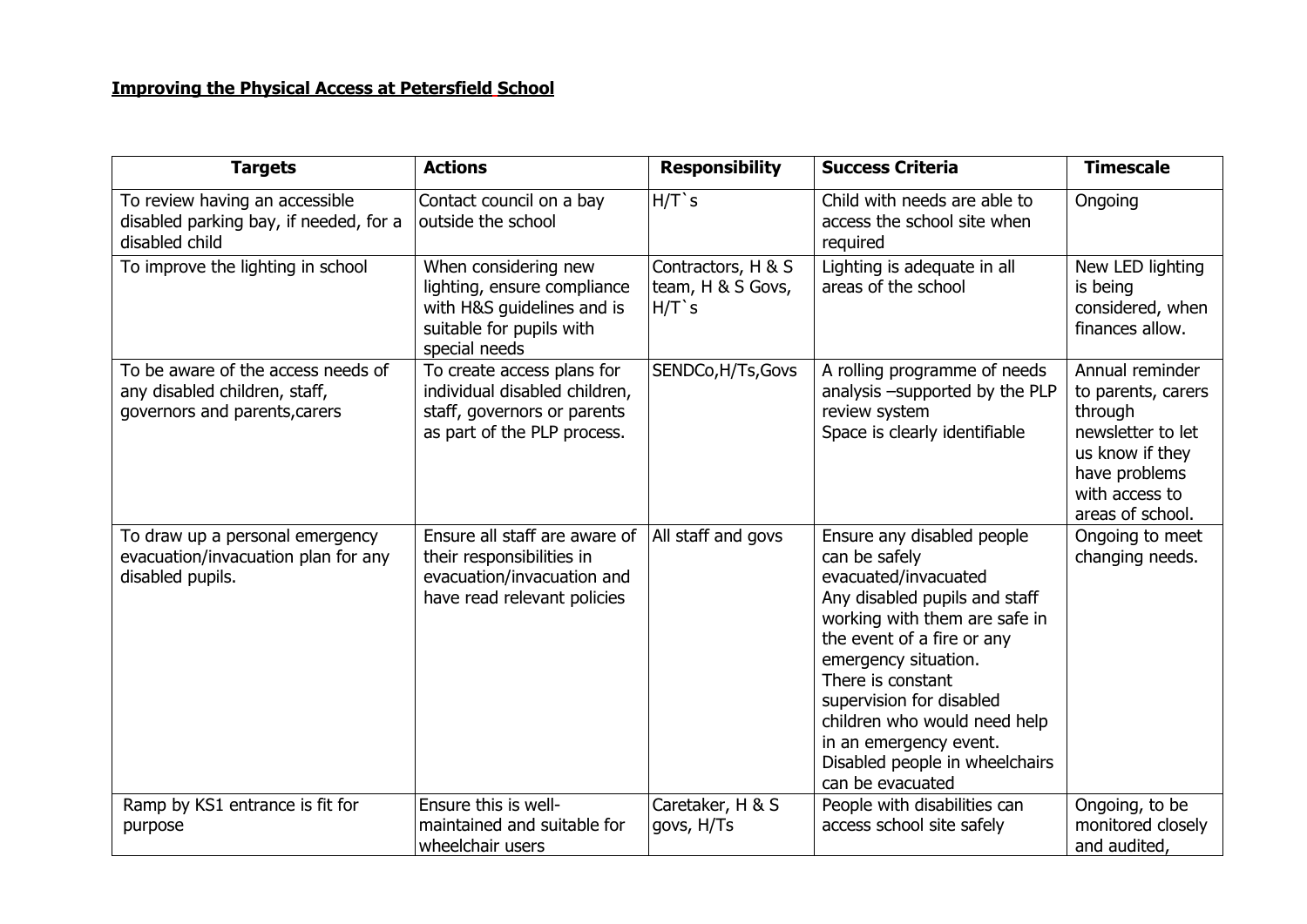**Improving the Physical Access at Petersfield School**

| Targets | Actions | Responsibility | Success Criteria | Timescale |
|---|---|---|---|---|
| To review having an accessible disabled parking bay, if needed, for a disabled child | Contact council on a bay outside the school | H/T`s | Child with needs are able to access the school site when required | Ongoing |
| To improve the lighting in school | When considering new lighting, ensure compliance with H&S guidelines and is suitable for pupils with special needs | Contractors, H & S team, H & S Govs, H/T`s | Lighting is adequate in all areas of the school | New LED lighting is being considered, when finances allow. |
| To be aware of the access needs of any disabled children, staff, governors and parents,carers | To create access plans for individual disabled children, staff, governors or parents as part of the PLP process. | SENDCo,H/Ts,Govs | A rolling programme of needs analysis –supported by the PLP review system<br>Space is clearly identifiable | Annual reminder to parents, carers through newsletter to let us know if they have problems with access to areas of school. |
| To draw up a personal emergency evacuation/invacuation plan for any disabled pupils. | Ensure all staff are aware of their responsibilities in evacuation/invacuation and have read relevant policies | All staff and govs | Ensure any disabled people can be safely evacuated/invacuated<br>Any disabled pupils and staff working with them are safe in the event of a fire or any emergency situation.<br>There is constant supervision for disabled children who would need help in an emergency event.<br>Disabled people in wheelchairs can be evacuated | Ongoing to meet changing needs. |
| Ramp by KS1 entrance is fit for purpose | Ensure this is well-maintained and suitable for wheelchair users | Caretaker, H & S govs, H/Ts | People with disabilities can access school site safely | Ongoing, to be monitored closely and audited, |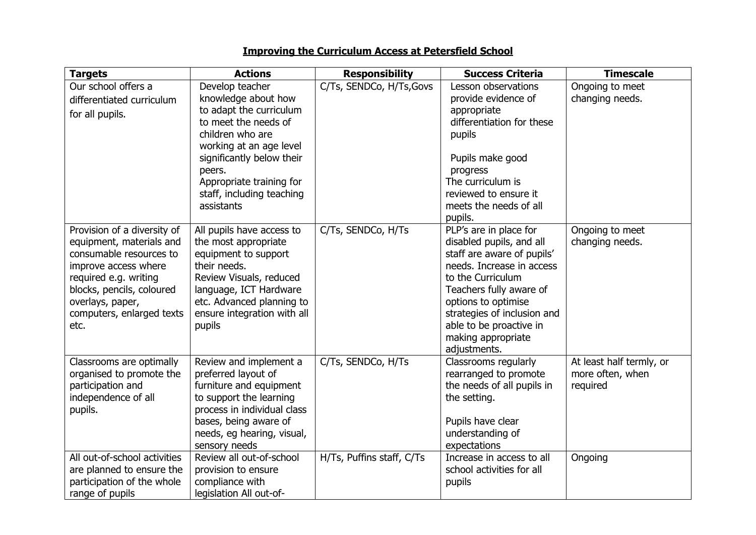## Improving the Curriculum Access at Petersfield School

| Targets | Actions | Responsibility | Success Criteria | Timescale |
|---|---|---|---|---|
| Our school offers a differentiated curriculum for all pupils. | Develop teacher knowledge about how to adapt the curriculum to meet the needs of children who are working at an age level significantly below their peers. Appropriate training for staff, including teaching assistants | C/Ts, SENDCo, H/Ts,Govs | Lesson observations provide evidence of appropriate differentiation for these pupils<br><br>Pupils make good progress<br>The curriculum is reviewed to ensure it meets the needs of all pupils. | Ongoing to meet changing needs. |
| Provision of a diversity of equipment, materials and consumable resources to improve access where required e.g. writing blocks, pencils, coloured overlays, paper, computers, enlarged texts etc. | All pupils have access to the most appropriate equipment to support their needs.<br>Review Visuals, reduced language, ICT Hardware etc. Advanced planning to ensure integration with all pupils | C/Ts, SENDCo, H/Ts | PLP's are in place for disabled pupils, and all staff are aware of pupils' needs. Increase in access to the Curriculum<br>Teachers fully aware of options to optimise strategies of inclusion and able to be proactive in making appropriate adjustments. | Ongoing to meet changing needs. |
| Classrooms are optimally organised to promote the participation and independence of all pupils. | Review and implement a preferred layout of furniture and equipment to support the learning process in individual class bases, being aware of needs, eg hearing, visual, sensory needs | C/Ts, SENDCo, H/Ts | Classrooms regularly rearranged to promote the needs of all pupils in the setting.<br><br>Pupils have clear understanding of expectations | At least half termly, or more often, when required |
| All out-of-school activities are planned to ensure the participation of the whole range of pupils | Review all out-of-school provision to ensure compliance with legislation All out-of- | H/Ts, Puffins staff, C/Ts | Increase in access to all school activities for all pupils | Ongoing |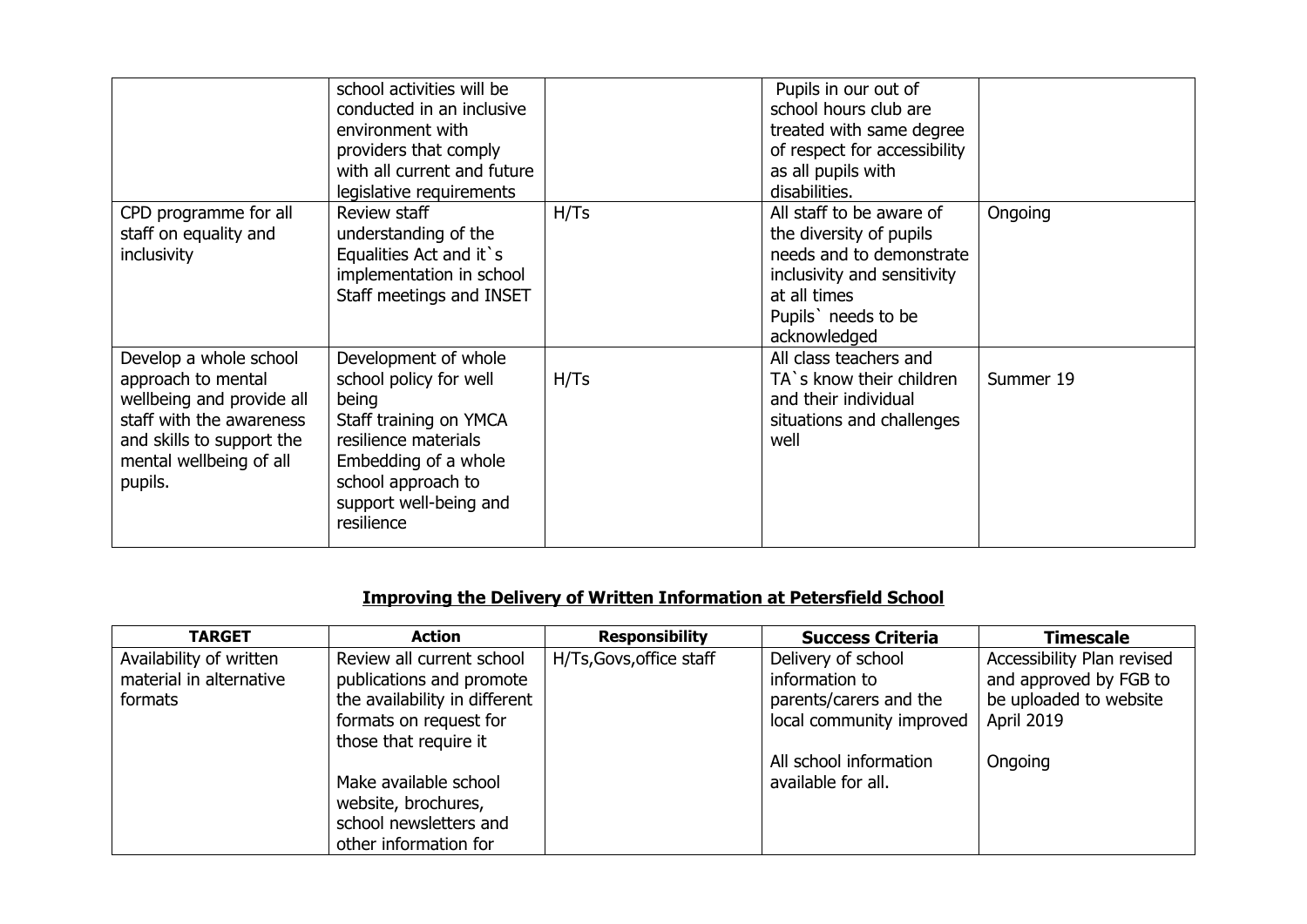| | | | | |
|---|---|---|---|---|
| | school activities will be conducted in an inclusive environment with providers that comply with all current and future legislative requirements | | Pupils in our out of school hours club are treated with same degree of respect for accessibility as all pupils with disabilities. | |
| CPD programme for all staff on equality and inclusivity | Review staff understanding of the Equalities Act and it`s implementation in school Staff meetings and INSET | H/Ts | All staff to be aware of the diversity of pupils needs and to demonstrate inclusivity and sensitivity at all times Pupils` needs to be acknowledged | Ongoing |
| Develop a whole school approach to mental wellbeing and provide all staff with the awareness and skills to support the mental wellbeing of all pupils. | Development of whole school policy for well being Staff training on YMCA resilience materials Embedding of a whole school approach to support well-being and resilience | H/Ts | All class teachers and TA`s know their children and their individual situations and challenges well | Summer 19 |

## **Improving the Delivery of Written Information at Petersfield School**

| TARGET | Action | Responsibility | Success Criteria | Timescale |
|---|---|---|---|---|
| Availability of written material in alternative formats | Review all current school publications and promote the availability in different formats on request for those that require it<br><br>Make available school website, brochures, school newsletters and other information for | H/Ts,Govs,office staff | Delivery of school information to parents/carers and the local community improved<br><br>All school information available for all. | Accessibility Plan revised and approved by FGB to be uploaded to website April 2019<br><br>Ongoing |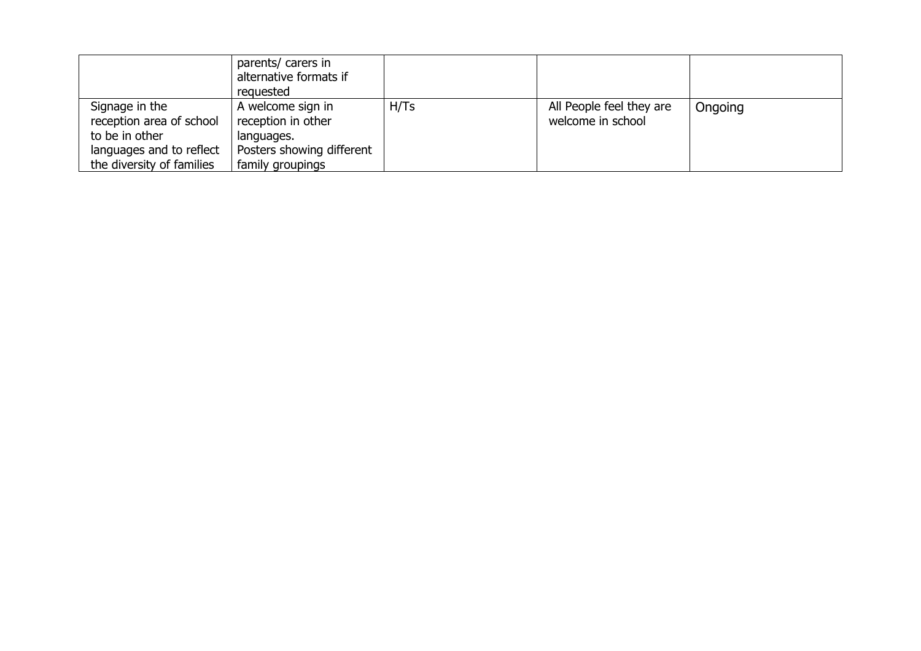| | | | | |
|---|---|---|---|---|
| | parents/ carers in alternative formats if requested | | | |
| Signage in the reception area of school to be in other languages and to reflect the diversity of families | A welcome sign in reception in other languages.<br>Posters showing different family groupings | H/Ts | All People feel they are welcome in school | Ongoing |